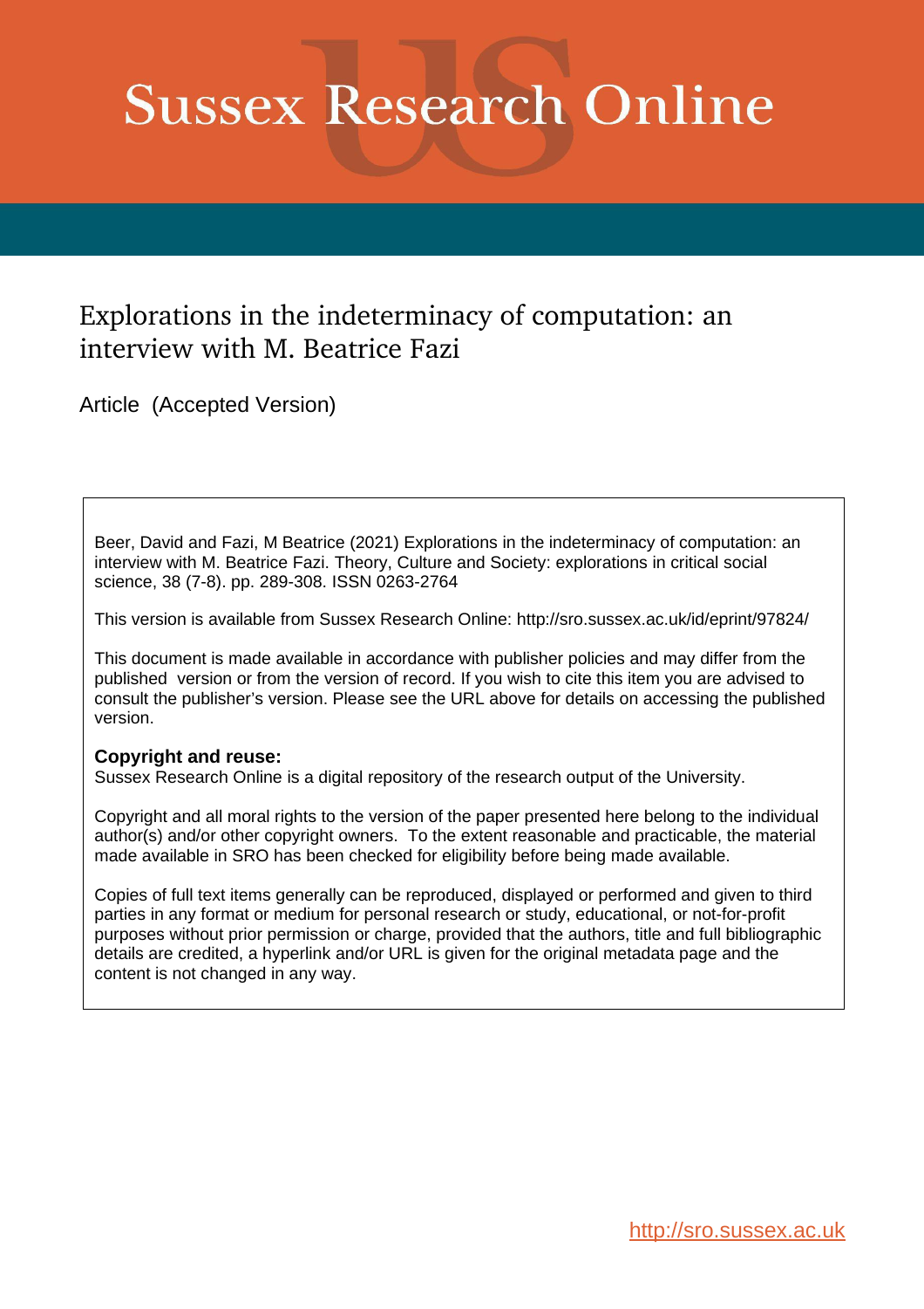# Sussex Research Online

## Explorations in the indeterminacy of computation: an interview with M. Beatrice Fazi

Article (Accepted Version)

Beer, David and Fazi, M Beatrice (2021) Explorations in the indeterminacy of computation: an interview with M. Beatrice Fazi. Theory, Culture and Society: explorations in critical social science, 38 (7-8). pp. 289-308. ISSN 0263-2764

This version is available from Sussex Research Online: http://sro.sussex.ac.uk/id/eprint/97824/

This document is made available in accordance with publisher policies and may differ from the published version or from the version of record. If you wish to cite this item you are advised to consult the publisher's version. Please see the URL above for details on accessing the published version.

**Copyright and reuse:**
Sussex Research Online is a digital repository of the research output of the University.

Copyright and all moral rights to the version of the paper presented here belong to the individual author(s) and/or other copyright owners. To the extent reasonable and practicable, the material made available in SRO has been checked for eligibility before being made available.

Copies of full text items generally can be reproduced, displayed or performed and given to third parties in any format or medium for personal research or study, educational, or not-for-profit purposes without prior permission or charge, provided that the authors, title and full bibliographic details are credited, a hyperlink and/or URL is given for the original metadata page and the content is not changed in any way.

http://sro.sussex.ac.uk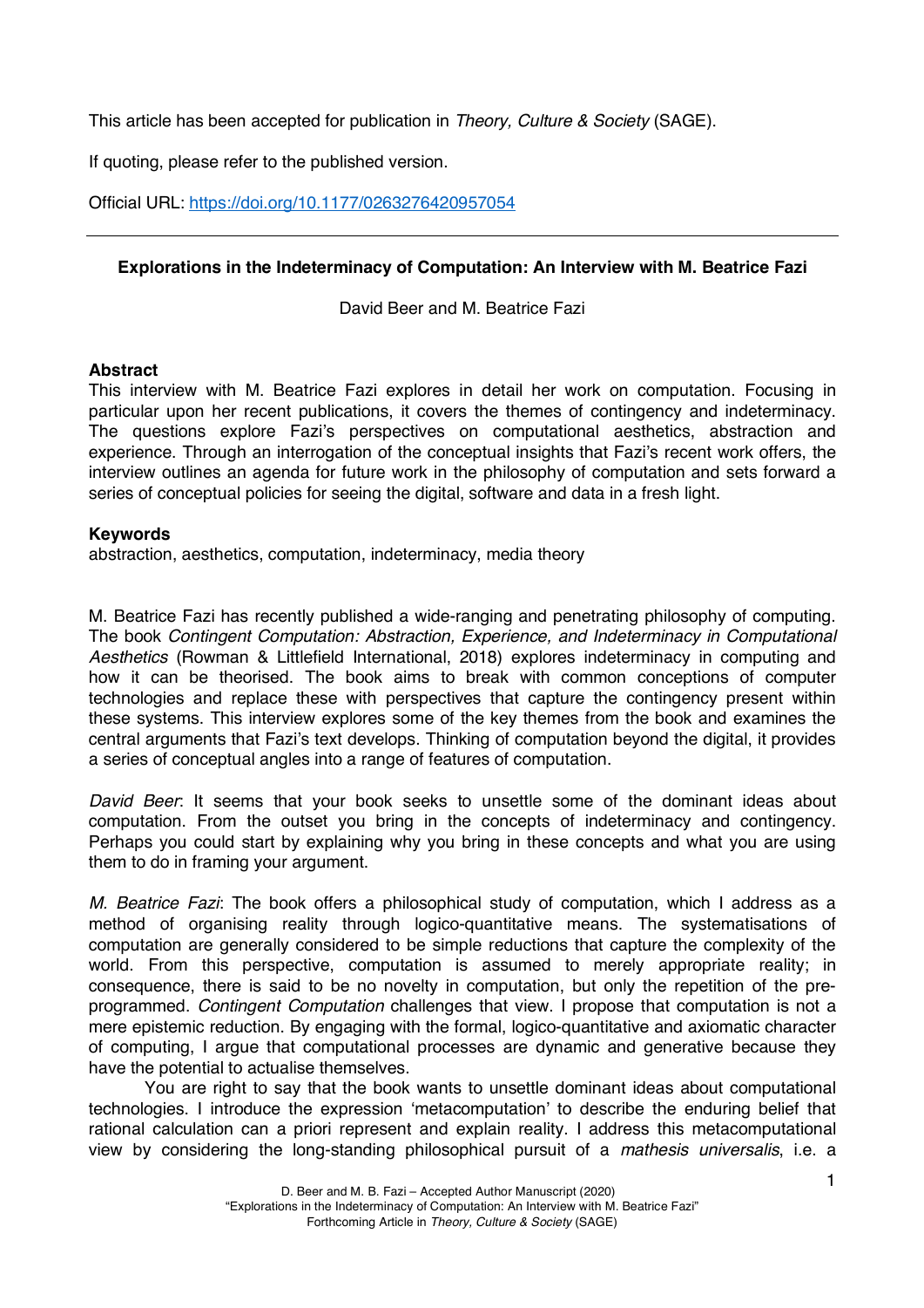This article has been accepted for publication in *Theory, Culture & Society* (SAGE).

If quoting, please refer to the published version.

Official URL: https://doi.org/10.1177/0263276420957054

---

**Explorations in the Indeterminacy of Computation: An Interview with M. Beatrice Fazi**

David Beer and M. Beatrice Fazi

**Abstract**

This interview with M. Beatrice Fazi explores in detail her work on computation. Focusing in particular upon her recent publications, it covers the themes of contingency and indeterminacy. The questions explore Fazi's perspectives on computational aesthetics, abstraction and experience. Through an interrogation of the conceptual insights that Fazi's recent work offers, the interview outlines an agenda for future work in the philosophy of computation and sets forward a series of conceptual policies for seeing the digital, software and data in a fresh light.

**Keywords**

abstraction, aesthetics, computation, indeterminacy, media theory

M. Beatrice Fazi has recently published a wide-ranging and penetrating philosophy of computing. The book *Contingent Computation: Abstraction, Experience, and Indeterminacy in Computational Aesthetics* (Rowman & Littlefield International, 2018) explores indeterminacy in computing and how it can be theorised. The book aims to break with common conceptions of computer technologies and replace these with perspectives that capture the contingency present within these systems. This interview explores some of the key themes from the book and examines the central arguments that Fazi's text develops. Thinking of computation beyond the digital, it provides a series of conceptual angles into a range of features of computation.

*David Beer*: It seems that your book seeks to unsettle some of the dominant ideas about computation. From the outset you bring in the concepts of indeterminacy and contingency. Perhaps you could start by explaining why you bring in these concepts and what you are using them to do in framing your argument.

*M. Beatrice Fazi*: The book offers a philosophical study of computation, which I address as a method of organising reality through logico-quantitative means. The systematisations of computation are generally considered to be simple reductions that capture the complexity of the world. From this perspective, computation is assumed to merely appropriate reality; in consequence, there is said to be no novelty in computation, but only the repetition of the pre-programmed. *Contingent Computation* challenges that view. I propose that computation is not a mere epistemic reduction. By engaging with the formal, logico-quantitative and axiomatic character of computing, I argue that computational processes are dynamic and generative because they have the potential to actualise themselves.

You are right to say that the book wants to unsettle dominant ideas about computational technologies. I introduce the expression 'metacomputation' to describe the enduring belief that rational calculation can a priori represent and explain reality. I address this metacomputational view by considering the long-standing philosophical pursuit of a *mathesis universalis*, i.e. a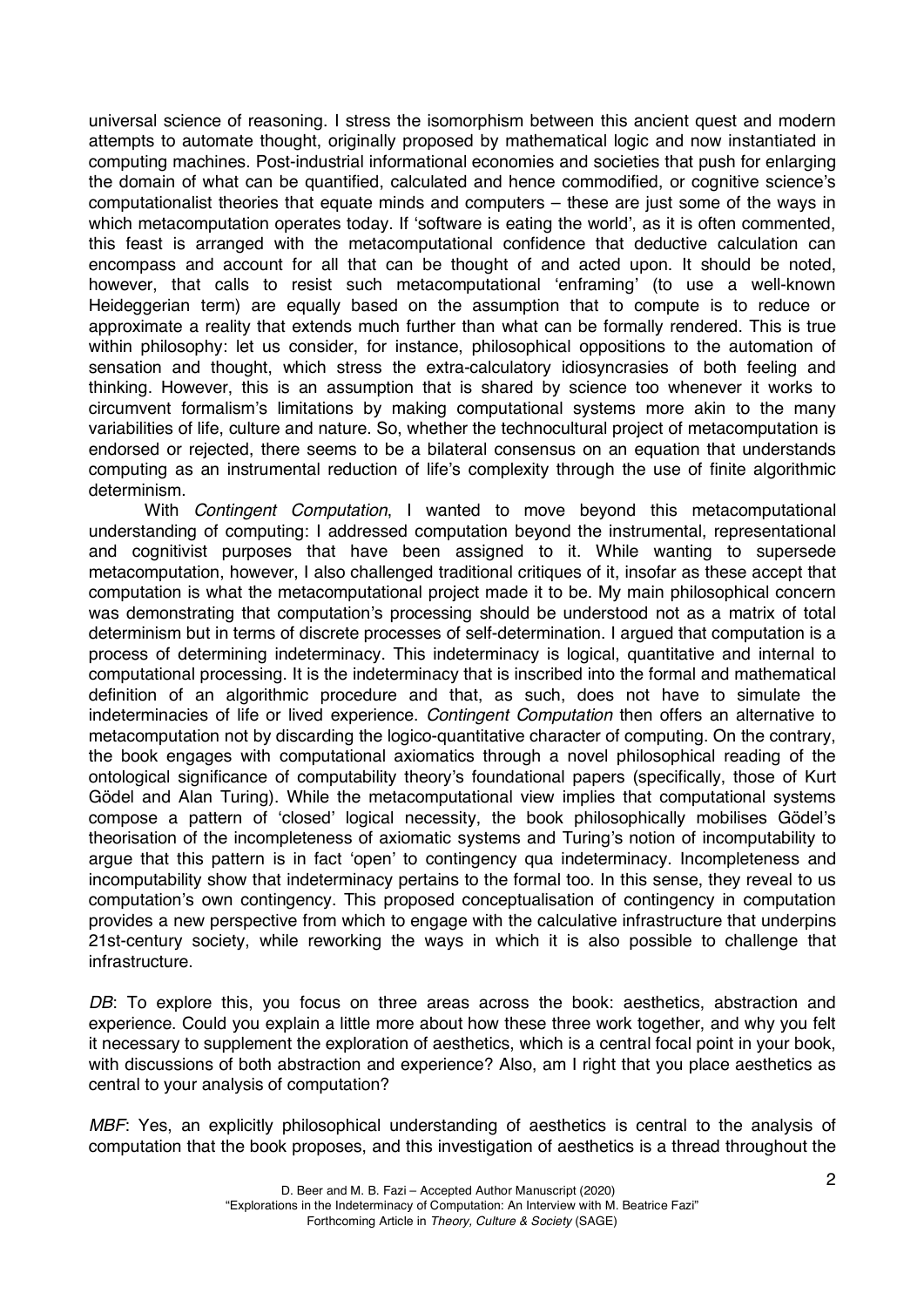universal science of reasoning. I stress the isomorphism between this ancient quest and modern attempts to automate thought, originally proposed by mathematical logic and now instantiated in computing machines. Post-industrial informational economies and societies that push for enlarging the domain of what can be quantified, calculated and hence commodified, or cognitive science's computationalist theories that equate minds and computers – these are just some of the ways in which metacomputation operates today. If 'software is eating the world', as it is often commented, this feast is arranged with the metacomputational confidence that deductive calculation can encompass and account for all that can be thought of and acted upon. It should be noted, however, that calls to resist such metacomputational 'enframing' (to use a well-known Heideggerian term) are equally based on the assumption that to compute is to reduce or approximate a reality that extends much further than what can be formally rendered. This is true within philosophy: let us consider, for instance, philosophical oppositions to the automation of sensation and thought, which stress the extra-calculatory idiosyncrasies of both feeling and thinking. However, this is an assumption that is shared by science too whenever it works to circumvent formalism's limitations by making computational systems more akin to the many variabilities of life, culture and nature. So, whether the technocultural project of metacomputation is endorsed or rejected, there seems to be a bilateral consensus on an equation that understands computing as an instrumental reduction of life's complexity through the use of finite algorithmic determinism.

With *Contingent Computation*, I wanted to move beyond this metacomputational understanding of computing: I addressed computation beyond the instrumental, representational and cognitivist purposes that have been assigned to it. While wanting to supersede metacomputation, however, I also challenged traditional critiques of it, insofar as these accept that computation is what the metacomputational project made it to be. My main philosophical concern was demonstrating that computation's processing should be understood not as a matrix of total determinism but in terms of discrete processes of self-determination. I argued that computation is a process of determining indeterminacy. This indeterminacy is logical, quantitative and internal to computational processing. It is the indeterminacy that is inscribed into the formal and mathematical definition of an algorithmic procedure and that, as such, does not have to simulate the indeterminacies of life or lived experience. *Contingent Computation* then offers an alternative to metacomputation not by discarding the logico-quantitative character of computing. On the contrary, the book engages with computational axiomatics through a novel philosophical reading of the ontological significance of computability theory's foundational papers (specifically, those of Kurt Gödel and Alan Turing). While the metacomputational view implies that computational systems compose a pattern of 'closed' logical necessity, the book philosophically mobilises Gödel's theorisation of the incompleteness of axiomatic systems and Turing's notion of incomputability to argue that this pattern is in fact 'open' to contingency qua indeterminacy. Incompleteness and incomputability show that indeterminacy pertains to the formal too. In this sense, they reveal to us computation's own contingency. This proposed conceptualisation of contingency in computation provides a new perspective from which to engage with the calculative infrastructure that underpins 21st-century society, while reworking the ways in which it is also possible to challenge that infrastructure.

*DB*: To explore this, you focus on three areas across the book: aesthetics, abstraction and experience. Could you explain a little more about how these three work together, and why you felt it necessary to supplement the exploration of aesthetics, which is a central focal point in your book, with discussions of both abstraction and experience? Also, am I right that you place aesthetics as central to your analysis of computation?

*MBF*: Yes, an explicitly philosophical understanding of aesthetics is central to the analysis of computation that the book proposes, and this investigation of aesthetics is a thread throughout the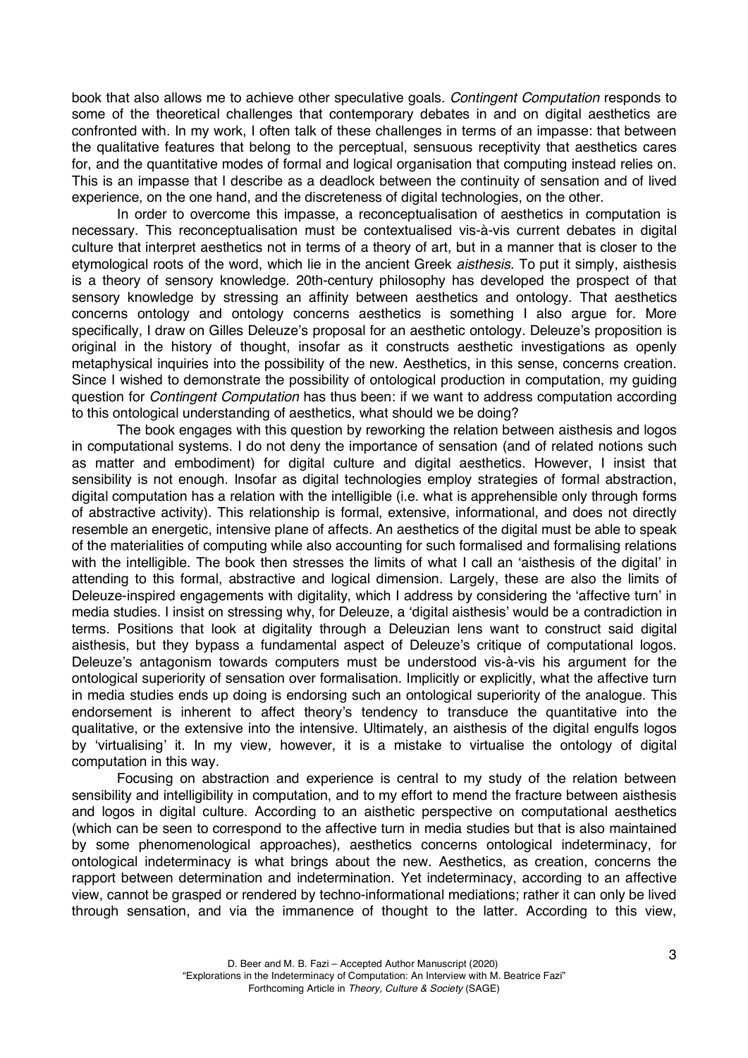book that also allows me to achieve other speculative goals. *Contingent Computation* responds to some of the theoretical challenges that contemporary debates in and on digital aesthetics are confronted with. In my work, I often talk of these challenges in terms of an impasse: that between the qualitative features that belong to the perceptual, sensuous receptivity that aesthetics cares for, and the quantitative modes of formal and logical organisation that computing instead relies on. This is an impasse that I describe as a deadlock between the continuity of sensation and of lived experience, on the one hand, and the discreteness of digital technologies, on the other.

In order to overcome this impasse, a reconceptualisation of aesthetics in computation is necessary. This reconceptualisation must be contextualised vis-à-vis current debates in digital culture that interpret aesthetics not in terms of a theory of art, but in a manner that is closer to the etymological roots of the word, which lie in the ancient Greek *aisthesis*. To put it simply, aisthesis is a theory of sensory knowledge. 20th-century philosophy has developed the prospect of that sensory knowledge by stressing an affinity between aesthetics and ontology. That aesthetics concerns ontology and ontology concerns aesthetics is something I also argue for. More specifically, I draw on Gilles Deleuze's proposal for an aesthetic ontology. Deleuze's proposition is original in the history of thought, insofar as it constructs aesthetic investigations as openly metaphysical inquiries into the possibility of the new. Aesthetics, in this sense, concerns creation. Since I wished to demonstrate the possibility of ontological production in computation, my guiding question for *Contingent Computation* has thus been: if we want to address computation according to this ontological understanding of aesthetics, what should we be doing?

The book engages with this question by reworking the relation between aisthesis and logos in computational systems. I do not deny the importance of sensation (and of related notions such as matter and embodiment) for digital culture and digital aesthetics. However, I insist that sensibility is not enough. Insofar as digital technologies employ strategies of formal abstraction, digital computation has a relation with the intelligible (i.e. what is apprehensible only through forms of abstractive activity). This relationship is formal, extensive, informational, and does not directly resemble an energetic, intensive plane of affects. An aesthetics of the digital must be able to speak of the materialities of computing while also accounting for such formalised and formalising relations with the intelligible. The book then stresses the limits of what I call an 'aisthesis of the digital' in attending to this formal, abstractive and logical dimension. Largely, these are also the limits of Deleuze-inspired engagements with digitality, which I address by considering the 'affective turn' in media studies. I insist on stressing why, for Deleuze, a 'digital aisthesis' would be a contradiction in terms. Positions that look at digitality through a Deleuzian lens want to construct said digital aisthesis, but they bypass a fundamental aspect of Deleuze's critique of computational logos. Deleuze's antagonism towards computers must be understood vis-à-vis his argument for the ontological superiority of sensation over formalisation. Implicitly or explicitly, what the affective turn in media studies ends up doing is endorsing such an ontological superiority of the analogue. This endorsement is inherent to affect theory's tendency to transduce the quantitative into the qualitative, or the extensive into the intensive. Ultimately, an aisthesis of the digital engulfs logos by 'virtualising' it. In my view, however, it is a mistake to virtualise the ontology of digital computation in this way.

Focusing on abstraction and experience is central to my study of the relation between sensibility and intelligibility in computation, and to my effort to mend the fracture between aisthesis and logos in digital culture. According to an aisthetic perspective on computational aesthetics (which can be seen to correspond to the affective turn in media studies but that is also maintained by some phenomenological approaches), aesthetics concerns ontological indeterminacy, for ontological indeterminacy is what brings about the new. Aesthetics, as creation, concerns the rapport between determination and indetermination. Yet indeterminacy, according to an affective view, cannot be grasped or rendered by techno-informational mediations; rather it can only be lived through sensation, and via the immanence of thought to the latter. According to this view,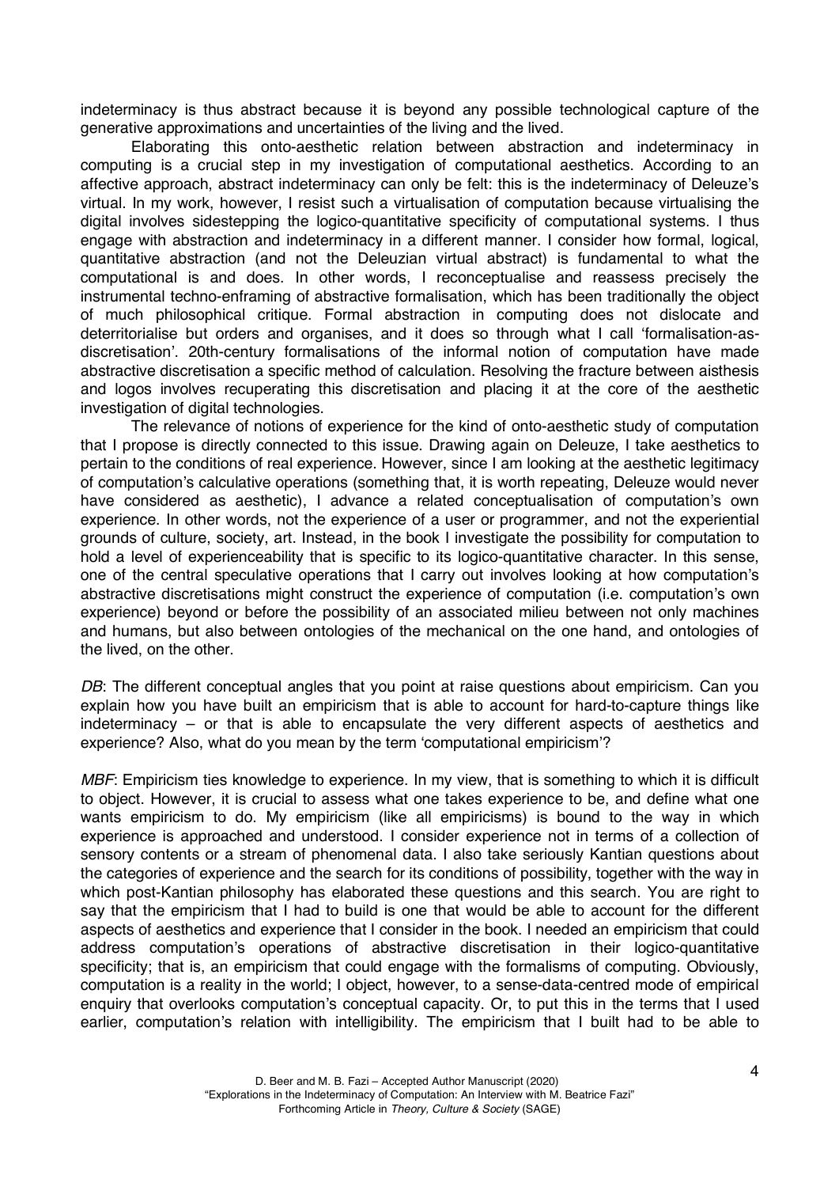indeterminacy is thus abstract because it is beyond any possible technological capture of the generative approximations and uncertainties of the living and the lived.

Elaborating this onto-aesthetic relation between abstraction and indeterminacy in computing is a crucial step in my investigation of computational aesthetics. According to an affective approach, abstract indeterminacy can only be felt: this is the indeterminacy of Deleuze's virtual. In my work, however, I resist such a virtualisation of computation because virtualising the digital involves sidestepping the logico-quantitative specificity of computational systems. I thus engage with abstraction and indeterminacy in a different manner. I consider how formal, logical, quantitative abstraction (and not the Deleuzian virtual abstract) is fundamental to what the computational is and does. In other words, I reconceptualise and reassess precisely the instrumental techno-enframing of abstractive formalisation, which has been traditionally the object of much philosophical critique. Formal abstraction in computing does not dislocate and deterritorialise but orders and organises, and it does so through what I call 'formalisation-as-discretisation'. 20th-century formalisations of the informal notion of computation have made abstractive discretisation a specific method of calculation. Resolving the fracture between aisthesis and logos involves recuperating this discretisation and placing it at the core of the aesthetic investigation of digital technologies.

The relevance of notions of experience for the kind of onto-aesthetic study of computation that I propose is directly connected to this issue. Drawing again on Deleuze, I take aesthetics to pertain to the conditions of real experience. However, since I am looking at the aesthetic legitimacy of computation's calculative operations (something that, it is worth repeating, Deleuze would never have considered as aesthetic), I advance a related conceptualisation of computation's own experience. In other words, not the experience of a user or programmer, and not the experiential grounds of culture, society, art. Instead, in the book I investigate the possibility for computation to hold a level of experienceability that is specific to its logico-quantitative character. In this sense, one of the central speculative operations that I carry out involves looking at how computation's abstractive discretisations might construct the experience of computation (i.e. computation's own experience) beyond or before the possibility of an associated milieu between not only machines and humans, but also between ontologies of the mechanical on the one hand, and ontologies of the lived, on the other.

*DB*: The different conceptual angles that you point at raise questions about empiricism. Can you explain how you have built an empiricism that is able to account for hard-to-capture things like indeterminacy – or that is able to encapsulate the very different aspects of aesthetics and experience? Also, what do you mean by the term 'computational empiricism'?

*MBF*: Empiricism ties knowledge to experience. In my view, that is something to which it is difficult to object. However, it is crucial to assess what one takes experience to be, and define what one wants empiricism to do. My empiricism (like all empiricisms) is bound to the way in which experience is approached and understood. I consider experience not in terms of a collection of sensory contents or a stream of phenomenal data. I also take seriously Kantian questions about the categories of experience and the search for its conditions of possibility, together with the way in which post-Kantian philosophy has elaborated these questions and this search. You are right to say that the empiricism that I had to build is one that would be able to account for the different aspects of aesthetics and experience that I consider in the book. I needed an empiricism that could address computation's operations of abstractive discretisation in their logico-quantitative specificity; that is, an empiricism that could engage with the formalisms of computing. Obviously, computation is a reality in the world; I object, however, to a sense-data-centred mode of empirical enquiry that overlooks computation's conceptual capacity. Or, to put this in the terms that I used earlier, computation's relation with intelligibility. The empiricism that I built had to be able to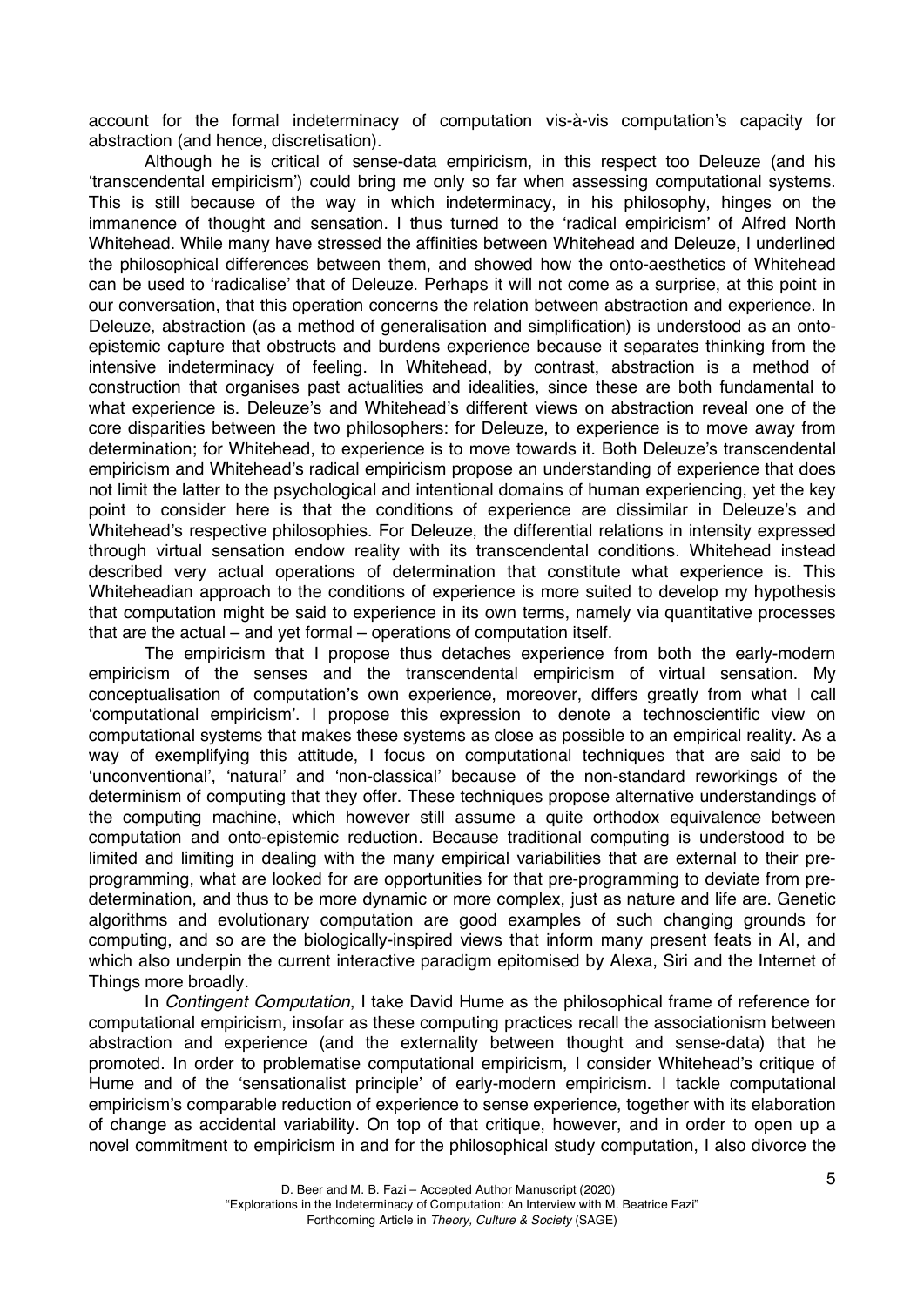account for the formal indeterminacy of computation vis-à-vis computation's capacity for abstraction (and hence, discretisation).

Although he is critical of sense-data empiricism, in this respect too Deleuze (and his 'transcendental empiricism') could bring me only so far when assessing computational systems. This is still because of the way in which indeterminacy, in his philosophy, hinges on the immanence of thought and sensation. I thus turned to the 'radical empiricism' of Alfred North Whitehead. While many have stressed the affinities between Whitehead and Deleuze, I underlined the philosophical differences between them, and showed how the onto-aesthetics of Whitehead can be used to 'radicalise' that of Deleuze. Perhaps it will not come as a surprise, at this point in our conversation, that this operation concerns the relation between abstraction and experience. In Deleuze, abstraction (as a method of generalisation and simplification) is understood as an onto-epistemic capture that obstructs and burdens experience because it separates thinking from the intensive indeterminacy of feeling. In Whitehead, by contrast, abstraction is a method of construction that organises past actualities and idealities, since these are both fundamental to what experience is. Deleuze's and Whitehead's different views on abstraction reveal one of the core disparities between the two philosophers: for Deleuze, to experience is to move away from determination; for Whitehead, to experience is to move towards it. Both Deleuze's transcendental empiricism and Whitehead's radical empiricism propose an understanding of experience that does not limit the latter to the psychological and intentional domains of human experiencing, yet the key point to consider here is that the conditions of experience are dissimilar in Deleuze's and Whitehead's respective philosophies. For Deleuze, the differential relations in intensity expressed through virtual sensation endow reality with its transcendental conditions. Whitehead instead described very actual operations of determination that constitute what experience is. This Whiteheadian approach to the conditions of experience is more suited to develop my hypothesis that computation might be said to experience in its own terms, namely via quantitative processes that are the actual – and yet formal – operations of computation itself.

The empiricism that I propose thus detaches experience from both the early-modern empiricism of the senses and the transcendental empiricism of virtual sensation. My conceptualisation of computation's own experience, moreover, differs greatly from what I call 'computational empiricism'. I propose this expression to denote a technoscientific view on computational systems that makes these systems as close as possible to an empirical reality. As a way of exemplifying this attitude, I focus on computational techniques that are said to be 'unconventional', 'natural' and 'non-classical' because of the non-standard reworkings of the determinism of computing that they offer. These techniques propose alternative understandings of the computing machine, which however still assume a quite orthodox equivalence between computation and onto-epistemic reduction. Because traditional computing is understood to be limited and limiting in dealing with the many empirical variabilities that are external to their pre-programming, what are looked for are opportunities for that pre-programming to deviate from pre-determination, and thus to be more dynamic or more complex, just as nature and life are. Genetic algorithms and evolutionary computation are good examples of such changing grounds for computing, and so are the biologically-inspired views that inform many present feats in AI, and which also underpin the current interactive paradigm epitomised by Alexa, Siri and the Internet of Things more broadly.

In *Contingent Computation*, I take David Hume as the philosophical frame of reference for computational empiricism, insofar as these computing practices recall the associationism between abstraction and experience (and the externality between thought and sense-data) that he promoted. In order to problematise computational empiricism, I consider Whitehead's critique of Hume and of the 'sensationalist principle' of early-modern empiricism. I tackle computational empiricism's comparable reduction of experience to sense experience, together with its elaboration of change as accidental variability. On top of that critique, however, and in order to open up a novel commitment to empiricism in and for the philosophical study computation, I also divorce the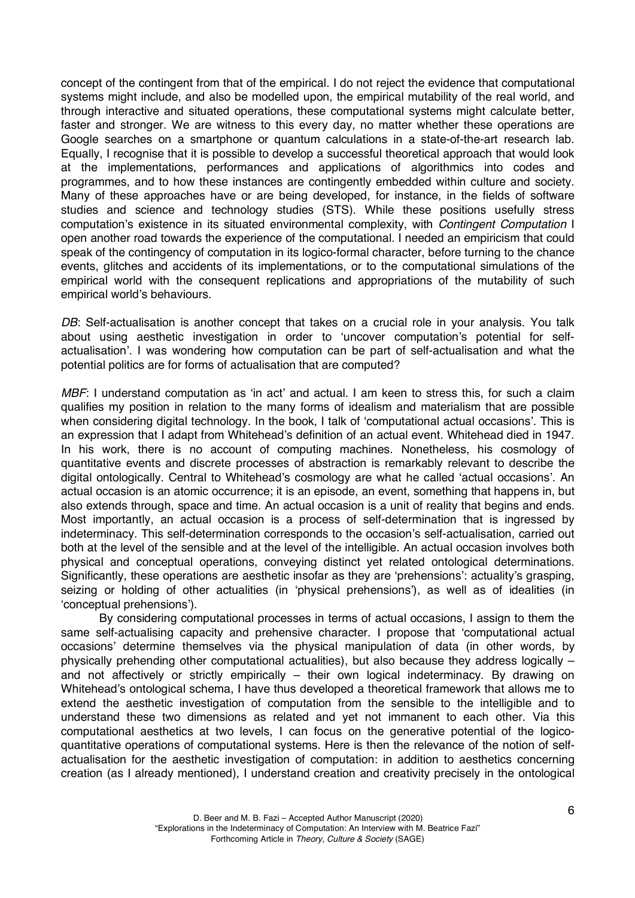concept of the contingent from that of the empirical. I do not reject the evidence that computational systems might include, and also be modelled upon, the empirical mutability of the real world, and through interactive and situated operations, these computational systems might calculate better, faster and stronger. We are witness to this every day, no matter whether these operations are Google searches on a smartphone or quantum calculations in a state-of-the-art research lab. Equally, I recognise that it is possible to develop a successful theoretical approach that would look at the implementations, performances and applications of algorithmics into codes and programmes, and to how these instances are contingently embedded within culture and society. Many of these approaches have or are being developed, for instance, in the fields of software studies and science and technology studies (STS). While these positions usefully stress computation's existence in its situated environmental complexity, with *Contingent Computation* I open another road towards the experience of the computational. I needed an empiricism that could speak of the contingency of computation in its logico-formal character, before turning to the chance events, glitches and accidents of its implementations, or to the computational simulations of the empirical world with the consequent replications and appropriations of the mutability of such empirical world's behaviours.

*DB*: Self-actualisation is another concept that takes on a crucial role in your analysis. You talk about using aesthetic investigation in order to 'uncover computation's potential for self-actualisation'. I was wondering how computation can be part of self-actualisation and what the potential politics are for forms of actualisation that are computed?

*MBF*: I understand computation as 'in act' and actual. I am keen to stress this, for such a claim qualifies my position in relation to the many forms of idealism and materialism that are possible when considering digital technology. In the book, I talk of 'computational actual occasions'. This is an expression that I adapt from Whitehead's definition of an actual event. Whitehead died in 1947. In his work, there is no account of computing machines. Nonetheless, his cosmology of quantitative events and discrete processes of abstraction is remarkably relevant to describe the digital ontologically. Central to Whitehead's cosmology are what he called 'actual occasions'. An actual occasion is an atomic occurrence; it is an episode, an event, something that happens in, but also extends through, space and time. An actual occasion is a unit of reality that begins and ends. Most importantly, an actual occasion is a process of self-determination that is ingressed by indeterminacy. This self-determination corresponds to the occasion's self-actualisation, carried out both at the level of the sensible and at the level of the intelligible. An actual occasion involves both physical and conceptual operations, conveying distinct yet related ontological determinations. Significantly, these operations are aesthetic insofar as they are 'prehensions': actuality's grasping, seizing or holding of other actualities (in 'physical prehensions'), as well as of idealities (in 'conceptual prehensions').

By considering computational processes in terms of actual occasions, I assign to them the same self-actualising capacity and prehensive character. I propose that 'computational actual occasions' determine themselves via the physical manipulation of data (in other words, by physically prehending other computational actualities), but also because they address logically – and not affectively or strictly empirically – their own logical indeterminacy. By drawing on Whitehead's ontological schema, I have thus developed a theoretical framework that allows me to extend the aesthetic investigation of computation from the sensible to the intelligible and to understand these two dimensions as related and yet not immanent to each other. Via this computational aesthetics at two levels, I can focus on the generative potential of the logico-quantitative operations of computational systems. Here is then the relevance of the notion of self-actualisation for the aesthetic investigation of computation: in addition to aesthetics concerning creation (as I already mentioned), I understand creation and creativity precisely in the ontological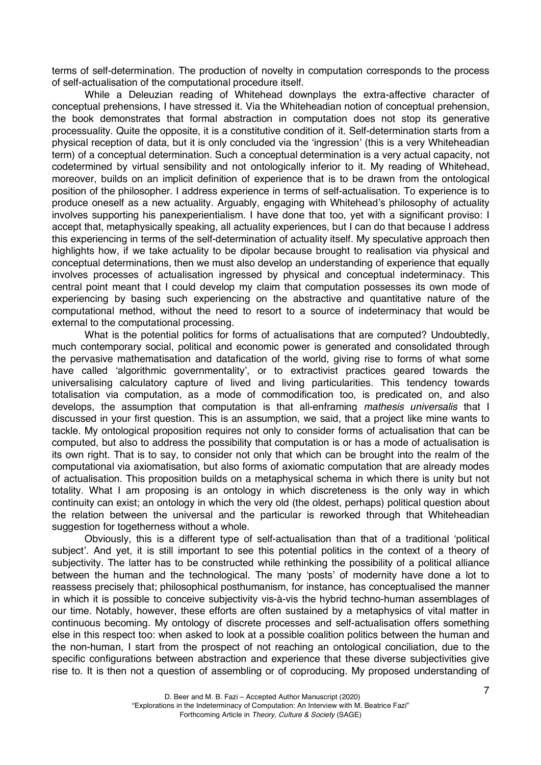terms of self-determination. The production of novelty in computation corresponds to the process of self-actualisation of the computational procedure itself.

While a Deleuzian reading of Whitehead downplays the extra-affective character of conceptual prehensions, I have stressed it. Via the Whiteheadian notion of conceptual prehension, the book demonstrates that formal abstraction in computation does not stop its generative processuality. Quite the opposite, it is a constitutive condition of it. Self-determination starts from a physical reception of data, but it is only concluded via the 'ingression' (this is a very Whiteheadian term) of a conceptual determination. Such a conceptual determination is a very actual capacity, not codetermined by virtual sensibility and not ontologically inferior to it. My reading of Whitehead, moreover, builds on an implicit definition of experience that is to be drawn from the ontological position of the philosopher. I address experience in terms of self-actualisation. To experience is to produce oneself as a new actuality. Arguably, engaging with Whitehead's philosophy of actuality involves supporting his panexperientialism. I have done that too, yet with a significant proviso: I accept that, metaphysically speaking, all actuality experiences, but I can do that because I address this experiencing in terms of the self-determination of actuality itself. My speculative approach then highlights how, if we take actuality to be dipolar because brought to realisation via physical and conceptual determinations, then we must also develop an understanding of experience that equally involves processes of actualisation ingressed by physical and conceptual indeterminacy. This central point meant that I could develop my claim that computation possesses its own mode of experiencing by basing such experiencing on the abstractive and quantitative nature of the computational method, without the need to resort to a source of indeterminacy that would be external to the computational processing.

What is the potential politics for forms of actualisations that are computed? Undoubtedly, much contemporary social, political and economic power is generated and consolidated through the pervasive mathematisation and datafication of the world, giving rise to forms of what some have called 'algorithmic governmentality', or to extractivist practices geared towards the universalising calculatory capture of lived and living particularities. This tendency towards totalisation via computation, as a mode of commodification too, is predicated on, and also develops, the assumption that computation is that all-enframing *mathesis universalis* that I discussed in your first question. This is an assumption, we said, that a project like mine wants to tackle. My ontological proposition requires not only to consider forms of actualisation that can be computed, but also to address the possibility that computation is or has a mode of actualisation is its own right. That is to say, to consider not only that which can be brought into the realm of the computational via axiomatisation, but also forms of axiomatic computation that are already modes of actualisation. This proposition builds on a metaphysical schema in which there is unity but not totality. What I am proposing is an ontology in which discreteness is the only way in which continuity can exist; an ontology in which the very old (the oldest, perhaps) political question about the relation between the universal and the particular is reworked through that Whiteheadian suggestion for togetherness without a whole.

Obviously, this is a different type of self-actualisation than that of a traditional 'political subject'. And yet, it is still important to see this potential politics in the context of a theory of subjectivity. The latter has to be constructed while rethinking the possibility of a political alliance between the human and the technological. The many 'posts' of modernity have done a lot to reassess precisely that; philosophical posthumanism, for instance, has conceptualised the manner in which it is possible to conceive subjectivity vis-à-vis the hybrid techno-human assemblages of our time. Notably, however, these efforts are often sustained by a metaphysics of vital matter in continuous becoming. My ontology of discrete processes and self-actualisation offers something else in this respect too: when asked to look at a possible coalition politics between the human and the non-human, I start from the prospect of not reaching an ontological conciliation, due to the specific configurations between abstraction and experience that these diverse subjectivities give rise to. It is then not a question of assembling or of coproducing. My proposed understanding of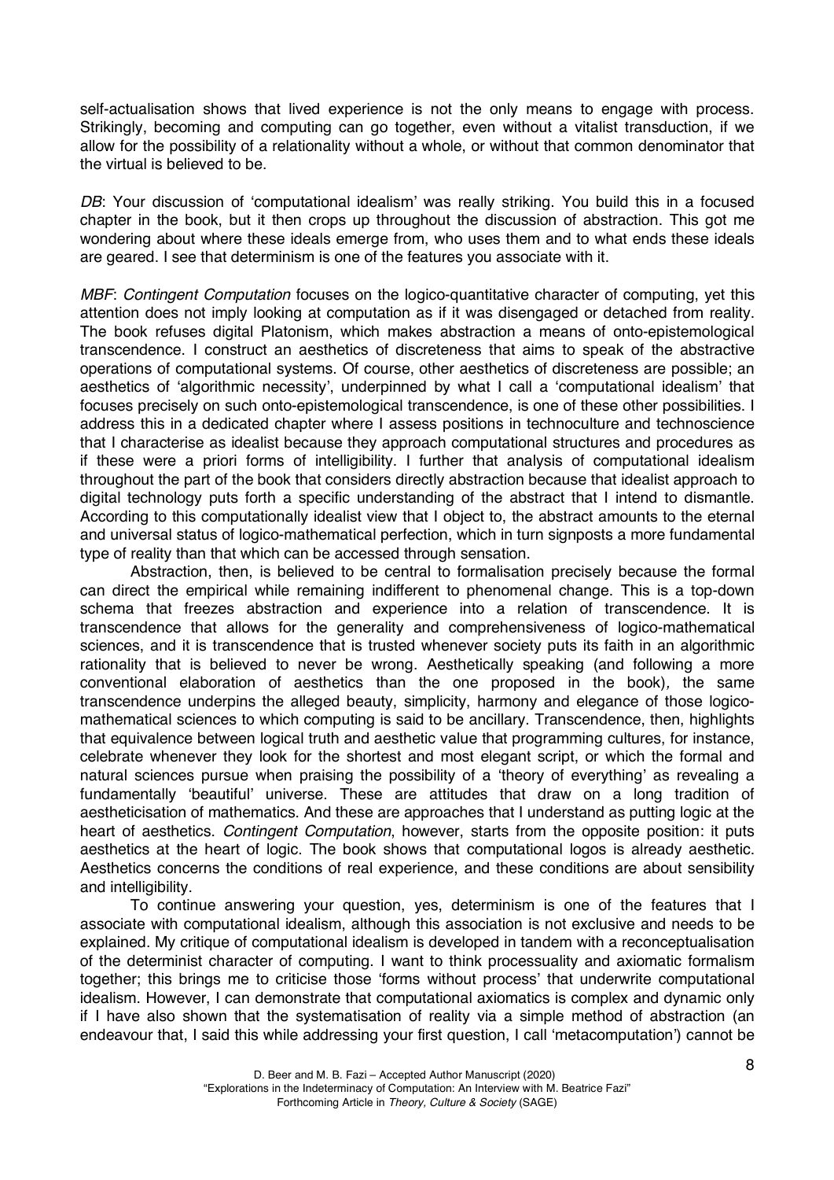self-actualisation shows that lived experience is not the only means to engage with process. Strikingly, becoming and computing can go together, even without a vitalist transduction, if we allow for the possibility of a relationality without a whole, or without that common denominator that the virtual is believed to be.

*DB*: Your discussion of 'computational idealism' was really striking. You build this in a focused chapter in the book, but it then crops up throughout the discussion of abstraction. This got me wondering about where these ideals emerge from, who uses them and to what ends these ideals are geared. I see that determinism is one of the features you associate with it.

*MBF*: *Contingent Computation* focuses on the logico-quantitative character of computing, yet this attention does not imply looking at computation as if it was disengaged or detached from reality. The book refuses digital Platonism, which makes abstraction a means of onto-epistemological transcendence. I construct an aesthetics of discreteness that aims to speak of the abstractive operations of computational systems. Of course, other aesthetics of discreteness are possible; an aesthetics of 'algorithmic necessity', underpinned by what I call a 'computational idealism' that focuses precisely on such onto-epistemological transcendence, is one of these other possibilities. I address this in a dedicated chapter where I assess positions in technoculture and technoscience that I characterise as idealist because they approach computational structures and procedures as if these were a priori forms of intelligibility. I further that analysis of computational idealism throughout the part of the book that considers directly abstraction because that idealist approach to digital technology puts forth a specific understanding of the abstract that I intend to dismantle. According to this computationally idealist view that I object to, the abstract amounts to the eternal and universal status of logico-mathematical perfection, which in turn signposts a more fundamental type of reality than that which can be accessed through sensation.

Abstraction, then, is believed to be central to formalisation precisely because the formal can direct the empirical while remaining indifferent to phenomenal change. This is a top-down schema that freezes abstraction and experience into a relation of transcendence. It is transcendence that allows for the generality and comprehensiveness of logico-mathematical sciences, and it is transcendence that is trusted whenever society puts its faith in an algorithmic rationality that is believed to never be wrong. Aesthetically speaking (and following a more conventional elaboration of aesthetics than the one proposed in the book), the same transcendence underpins the alleged beauty, simplicity, harmony and elegance of those logico-mathematical sciences to which computing is said to be ancillary. Transcendence, then, highlights that equivalence between logical truth and aesthetic value that programming cultures, for instance, celebrate whenever they look for the shortest and most elegant script, or which the formal and natural sciences pursue when praising the possibility of a 'theory of everything' as revealing a fundamentally 'beautiful' universe. These are attitudes that draw on a long tradition of aestheticisation of mathematics. And these are approaches that I understand as putting logic at the heart of aesthetics. *Contingent Computation*, however, starts from the opposite position: it puts aesthetics at the heart of logic. The book shows that computational logos is already aesthetic. Aesthetics concerns the conditions of real experience, and these conditions are about sensibility and intelligibility.

To continue answering your question, yes, determinism is one of the features that I associate with computational idealism, although this association is not exclusive and needs to be explained. My critique of computational idealism is developed in tandem with a reconceptualisation of the determinist character of computing. I want to think processuality and axiomatic formalism together; this brings me to criticise those 'forms without process' that underwrite computational idealism. However, I can demonstrate that computational axiomatics is complex and dynamic only if I have also shown that the systematisation of reality via a simple method of abstraction (an endeavour that, I said this while addressing your first question, I call 'metacomputation') cannot be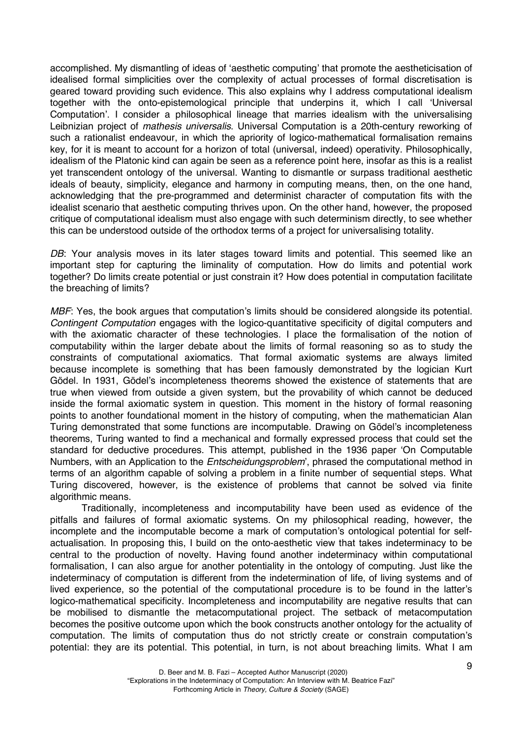accomplished. My dismantling of ideas of 'aesthetic computing' that promote the aestheticisation of idealised formal simplicities over the complexity of actual processes of formal discretisation is geared toward providing such evidence. This also explains why I address computational idealism together with the onto-epistemological principle that underpins it, which I call 'Universal Computation'. I consider a philosophical lineage that marries idealism with the universalising Leibnizian project of *mathesis universalis*. Universal Computation is a 20th-century reworking of such a rationalist endeavour, in which the apriority of logico-mathematical formalisation remains key, for it is meant to account for a horizon of total (universal, indeed) operativity. Philosophically, idealism of the Platonic kind can again be seen as a reference point here, insofar as this is a realist yet transcendent ontology of the universal. Wanting to dismantle or surpass traditional aesthetic ideals of beauty, simplicity, elegance and harmony in computing means, then, on the one hand, acknowledging that the pre-programmed and determinist character of computation fits with the idealist scenario that aesthetic computing thrives upon. On the other hand, however, the proposed critique of computational idealism must also engage with such determinism directly, to see whether this can be understood outside of the orthodox terms of a project for universalising totality.

*DB*: Your analysis moves in its later stages toward limits and potential. This seemed like an important step for capturing the liminality of computation. How do limits and potential work together? Do limits create potential or just constrain it? How does potential in computation facilitate the breaching of limits?

*MBF*: Yes, the book argues that computation's limits should be considered alongside its potential. *Contingent Computation* engages with the logico-quantitative specificity of digital computers and with the axiomatic character of these technologies. I place the formalisation of the notion of computability within the larger debate about the limits of formal reasoning so as to study the constraints of computational axiomatics. That formal axiomatic systems are always limited because incomplete is something that has been famously demonstrated by the logician Kurt Gödel. In 1931, Gödel's incompleteness theorems showed the existence of statements that are true when viewed from outside a given system, but the provability of which cannot be deduced inside the formal axiomatic system in question. This moment in the history of formal reasoning points to another foundational moment in the history of computing, when the mathematician Alan Turing demonstrated that some functions are incomputable. Drawing on Gödel's incompleteness theorems, Turing wanted to find a mechanical and formally expressed process that could set the standard for deductive procedures. This attempt, published in the 1936 paper 'On Computable Numbers, with an Application to the *Entscheidungsproblem*', phrased the computational method in terms of an algorithm capable of solving a problem in a finite number of sequential steps. What Turing discovered, however, is the existence of problems that cannot be solved via finite algorithmic means.

Traditionally, incompleteness and incomputability have been used as evidence of the pitfalls and failures of formal axiomatic systems. On my philosophical reading, however, the incomplete and the incomputable become a mark of computation's ontological potential for self-actualisation. In proposing this, I build on the onto-aesthetic view that takes indeterminacy to be central to the production of novelty. Having found another indeterminacy within computational formalisation, I can also argue for another potentiality in the ontology of computing. Just like the indeterminacy of computation is different from the indetermination of life, of living systems and of lived experience, so the potential of the computational procedure is to be found in the latter's logico-mathematical specificity. Incompleteness and incomputability are negative results that can be mobilised to dismantle the metacomputational project. The setback of metacomputation becomes the positive outcome upon which the book constructs another ontology for the actuality of computation. The limits of computation thus do not strictly create or constrain computation's potential: they are its potential. This potential, in turn, is not about breaching limits. What I am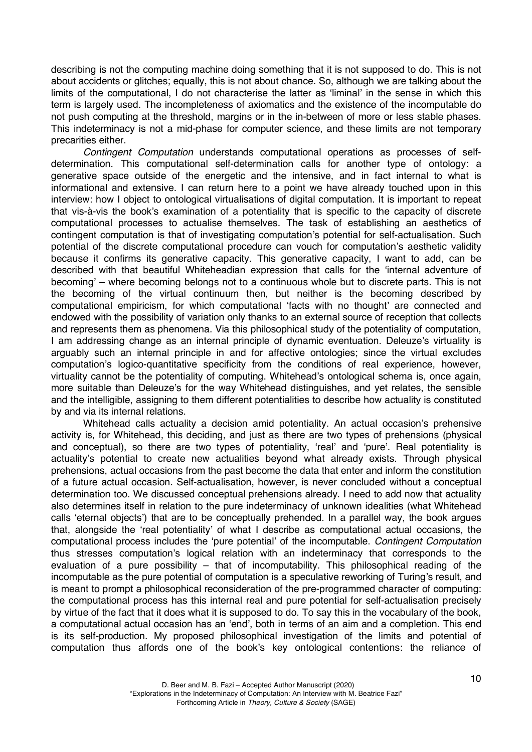describing is not the computing machine doing something that it is not supposed to do. This is not about accidents or glitches; equally, this is not about chance. So, although we are talking about the limits of the computational, I do not characterise the latter as 'liminal' in the sense in which this term is largely used. The incompleteness of axiomatics and the existence of the incomputable do not push computing at the threshold, margins or in the in-between of more or less stable phases. This indeterminacy is not a mid-phase for computer science, and these limits are not temporary precarities either.

*Contingent Computation* understands computational operations as processes of self-determination. This computational self-determination calls for another type of ontology: a generative space outside of the energetic and the intensive, and in fact internal to what is informational and extensive. I can return here to a point we have already touched upon in this interview: how I object to ontological virtualisations of digital computation. It is important to repeat that vis-à-vis the book's examination of a potentiality that is specific to the capacity of discrete computational processes to actualise themselves. The task of establishing an aesthetics of contingent computation is that of investigating computation's potential for self-actualisation. Such potential of the discrete computational procedure can vouch for computation's aesthetic validity because it confirms its generative capacity. This generative capacity, I want to add, can be described with that beautiful Whiteheadian expression that calls for the 'internal adventure of becoming' – where becoming belongs not to a continuous whole but to discrete parts. This is not the becoming of the virtual continuum then, but neither is the becoming described by computational empiricism, for which computational 'facts with no thought' are connected and endowed with the possibility of variation only thanks to an external source of reception that collects and represents them as phenomena. Via this philosophical study of the potentiality of computation, I am addressing change as an internal principle of dynamic eventuation. Deleuze's virtuality is arguably such an internal principle in and for affective ontologies; since the virtual excludes computation's logico-quantitative specificity from the conditions of real experience, however, virtuality cannot be the potentiality of computing. Whitehead's ontological schema is, once again, more suitable than Deleuze's for the way Whitehead distinguishes, and yet relates, the sensible and the intelligible, assigning to them different potentialities to describe how actuality is constituted by and via its internal relations.

Whitehead calls actuality a decision amid potentiality. An actual occasion's prehensive activity is, for Whitehead, this deciding, and just as there are two types of prehensions (physical and conceptual), so there are two types of potentiality, 'real' and 'pure'. Real potentiality is actuality's potential to create new actualities beyond what already exists. Through physical prehensions, actual occasions from the past become the data that enter and inform the constitution of a future actual occasion. Self-actualisation, however, is never concluded without a conceptual determination too. We discussed conceptual prehensions already. I need to add now that actuality also determines itself in relation to the pure indeterminacy of unknown idealities (what Whitehead calls 'eternal objects') that are to be conceptually prehended. In a parallel way, the book argues that, alongside the 'real potentiality' of what I describe as computational actual occasions, the computational process includes the 'pure potential' of the incomputable. *Contingent Computation* thus stresses computation's logical relation with an indeterminacy that corresponds to the evaluation of a pure possibility – that of incomputability. This philosophical reading of the incomputable as the pure potential of computation is a speculative reworking of Turing's result, and is meant to prompt a philosophical reconsideration of the pre-programmed character of computing: the computational process has this internal real and pure potential for self-actualisation precisely by virtue of the fact that it does what it is supposed to do. To say this in the vocabulary of the book, a computational actual occasion has an 'end', both in terms of an aim and a completion. This end is its self-production. My proposed philosophical investigation of the limits and potential of computation thus affords one of the book's key ontological contentions: the reliance of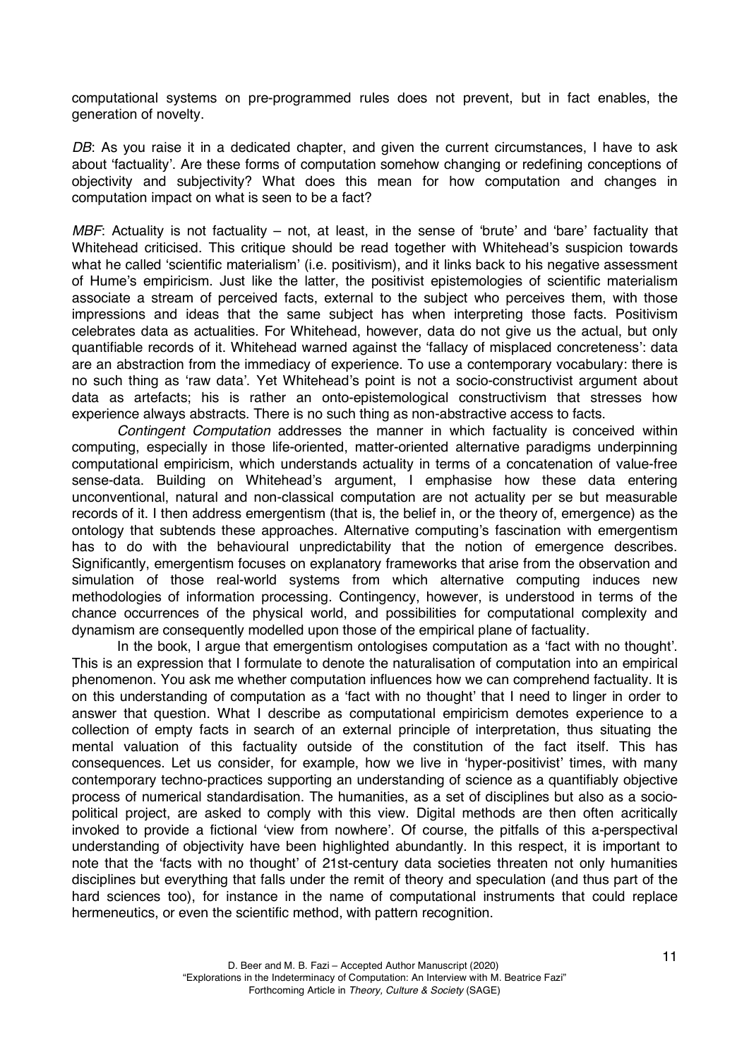computational systems on pre-programmed rules does not prevent, but in fact enables, the generation of novelty.

*DB*: As you raise it in a dedicated chapter, and given the current circumstances, I have to ask about 'factuality'. Are these forms of computation somehow changing or redefining conceptions of objectivity and subjectivity? What does this mean for how computation and changes in computation impact on what is seen to be a fact?

*MBF*: Actuality is not factuality – not, at least, in the sense of 'brute' and 'bare' factuality that Whitehead criticised. This critique should be read together with Whitehead's suspicion towards what he called 'scientific materialism' (i.e. positivism), and it links back to his negative assessment of Hume's empiricism. Just like the latter, the positivist epistemologies of scientific materialism associate a stream of perceived facts, external to the subject who perceives them, with those impressions and ideas that the same subject has when interpreting those facts. Positivism celebrates data as actualities. For Whitehead, however, data do not give us the actual, but only quantifiable records of it. Whitehead warned against the 'fallacy of misplaced concreteness': data are an abstraction from the immediacy of experience. To use a contemporary vocabulary: there is no such thing as 'raw data'. Yet Whitehead's point is not a socio-constructivist argument about data as artefacts; his is rather an onto-epistemological constructivism that stresses how experience always abstracts. There is no such thing as non-abstractive access to facts.

*Contingent Computation* addresses the manner in which factuality is conceived within computing, especially in those life-oriented, matter-oriented alternative paradigms underpinning computational empiricism, which understands actuality in terms of a concatenation of value-free sense-data. Building on Whitehead's argument, I emphasise how these data entering unconventional, natural and non-classical computation are not actuality per se but measurable records of it. I then address emergentism (that is, the belief in, or the theory of, emergence) as the ontology that subtends these approaches. Alternative computing's fascination with emergentism has to do with the behavioural unpredictability that the notion of emergence describes. Significantly, emergentism focuses on explanatory frameworks that arise from the observation and simulation of those real-world systems from which alternative computing induces new methodologies of information processing. Contingency, however, is understood in terms of the chance occurrences of the physical world, and possibilities for computational complexity and dynamism are consequently modelled upon those of the empirical plane of factuality.

In the book, I argue that emergentism ontologises computation as a 'fact with no thought'. This is an expression that I formulate to denote the naturalisation of computation into an empirical phenomenon. You ask me whether computation influences how we can comprehend factuality. It is on this understanding of computation as a 'fact with no thought' that I need to linger in order to answer that question. What I describe as computational empiricism demotes experience to a collection of empty facts in search of an external principle of interpretation, thus situating the mental valuation of this factuality outside of the constitution of the fact itself. This has consequences. Let us consider, for example, how we live in 'hyper-positivist' times, with many contemporary techno-practices supporting an understanding of science as a quantifiably objective process of numerical standardisation. The humanities, as a set of disciplines but also as a socio-political project, are asked to comply with this view. Digital methods are then often acritically invoked to provide a fictional 'view from nowhere'. Of course, the pitfalls of this a-perspectival understanding of objectivity have been highlighted abundantly. In this respect, it is important to note that the 'facts with no thought' of 21st-century data societies threaten not only humanities disciplines but everything that falls under the remit of theory and speculation (and thus part of the hard sciences too), for instance in the name of computational instruments that could replace hermeneutics, or even the scientific method, with pattern recognition.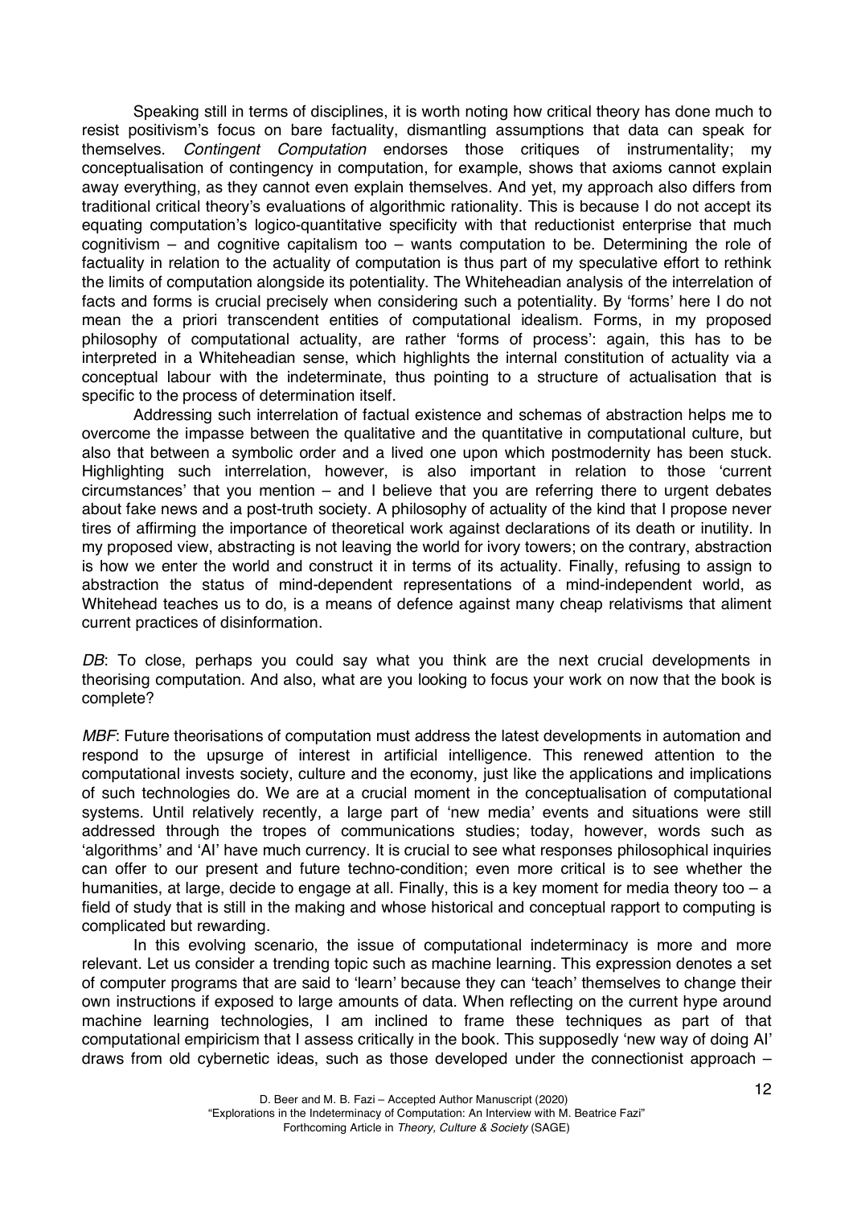Speaking still in terms of disciplines, it is worth noting how critical theory has done much to resist positivism's focus on bare factuality, dismantling assumptions that data can speak for themselves. *Contingent Computation* endorses those critiques of instrumentality; my conceptualisation of contingency in computation, for example, shows that axioms cannot explain away everything, as they cannot even explain themselves. And yet, my approach also differs from traditional critical theory's evaluations of algorithmic rationality. This is because I do not accept its equating computation's logico-quantitative specificity with that reductionist enterprise that much cognitivism – and cognitive capitalism too – wants computation to be. Determining the role of factuality in relation to the actuality of computation is thus part of my speculative effort to rethink the limits of computation alongside its potentiality. The Whiteheadian analysis of the interrelation of facts and forms is crucial precisely when considering such a potentiality. By 'forms' here I do not mean the a priori transcendent entities of computational idealism. Forms, in my proposed philosophy of computational actuality, are rather 'forms of process': again, this has to be interpreted in a Whiteheadian sense, which highlights the internal constitution of actuality via a conceptual labour with the indeterminate, thus pointing to a structure of actualisation that is specific to the process of determination itself.

Addressing such interrelation of factual existence and schemas of abstraction helps me to overcome the impasse between the qualitative and the quantitative in computational culture, but also that between a symbolic order and a lived one upon which postmodernity has been stuck. Highlighting such interrelation, however, is also important in relation to those 'current circumstances' that you mention – and I believe that you are referring there to urgent debates about fake news and a post-truth society. A philosophy of actuality of the kind that I propose never tires of affirming the importance of theoretical work against declarations of its death or inutility. In my proposed view, abstracting is not leaving the world for ivory towers; on the contrary, abstraction is how we enter the world and construct it in terms of its actuality. Finally, refusing to assign to abstraction the status of mind-dependent representations of a mind-independent world, as Whitehead teaches us to do, is a means of defence against many cheap relativisms that aliment current practices of disinformation.

*DB*: To close, perhaps you could say what you think are the next crucial developments in theorising computation. And also, what are you looking to focus your work on now that the book is complete?

*MBF*: Future theorisations of computation must address the latest developments in automation and respond to the upsurge of interest in artificial intelligence. This renewed attention to the computational invests society, culture and the economy, just like the applications and implications of such technologies do. We are at a crucial moment in the conceptualisation of computational systems. Until relatively recently, a large part of 'new media' events and situations were still addressed through the tropes of communications studies; today, however, words such as 'algorithms' and 'AI' have much currency. It is crucial to see what responses philosophical inquiries can offer to our present and future techno-condition; even more critical is to see whether the humanities, at large, decide to engage at all. Finally, this is a key moment for media theory too – a field of study that is still in the making and whose historical and conceptual rapport to computing is complicated but rewarding.

In this evolving scenario, the issue of computational indeterminacy is more and more relevant. Let us consider a trending topic such as machine learning. This expression denotes a set of computer programs that are said to 'learn' because they can 'teach' themselves to change their own instructions if exposed to large amounts of data. When reflecting on the current hype around machine learning technologies, I am inclined to frame these techniques as part of that computational empiricism that I assess critically in the book. This supposedly 'new way of doing AI' draws from old cybernetic ideas, such as those developed under the connectionist approach –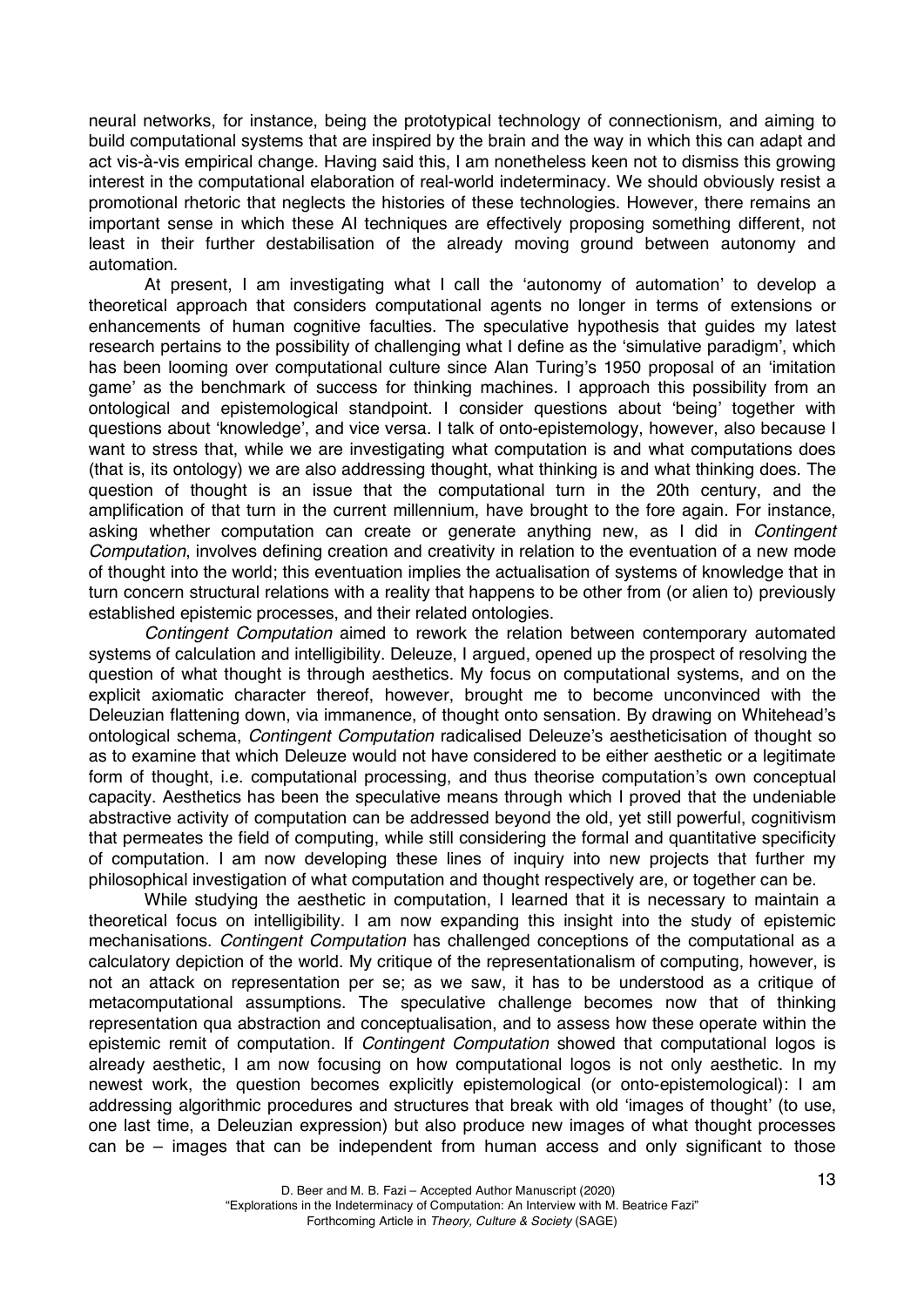neural networks, for instance, being the prototypical technology of connectionism, and aiming to build computational systems that are inspired by the brain and the way in which this can adapt and act vis-à-vis empirical change. Having said this, I am nonetheless keen not to dismiss this growing interest in the computational elaboration of real-world indeterminacy. We should obviously resist a promotional rhetoric that neglects the histories of these technologies. However, there remains an important sense in which these AI techniques are effectively proposing something different, not least in their further destabilisation of the already moving ground between autonomy and automation.

At present, I am investigating what I call the 'autonomy of automation' to develop a theoretical approach that considers computational agents no longer in terms of extensions or enhancements of human cognitive faculties. The speculative hypothesis that guides my latest research pertains to the possibility of challenging what I define as the 'simulative paradigm', which has been looming over computational culture since Alan Turing's 1950 proposal of an 'imitation game' as the benchmark of success for thinking machines. I approach this possibility from an ontological and epistemological standpoint. I consider questions about 'being' together with questions about 'knowledge', and vice versa. I talk of onto-epistemology, however, also because I want to stress that, while we are investigating what computation is and what computations does (that is, its ontology) we are also addressing thought, what thinking is and what thinking does. The question of thought is an issue that the computational turn in the 20th century, and the amplification of that turn in the current millennium, have brought to the fore again. For instance, asking whether computation can create or generate anything new, as I did in *Contingent Computation*, involves defining creation and creativity in relation to the eventuation of a new mode of thought into the world; this eventuation implies the actualisation of systems of knowledge that in turn concern structural relations with a reality that happens to be other from (or alien to) previously established epistemic processes, and their related ontologies.

*Contingent Computation* aimed to rework the relation between contemporary automated systems of calculation and intelligibility. Deleuze, I argued, opened up the prospect of resolving the question of what thought is through aesthetics. My focus on computational systems, and on the explicit axiomatic character thereof, however, brought me to become unconvinced with the Deleuzian flattening down, via immanence, of thought onto sensation. By drawing on Whitehead's ontological schema, *Contingent Computation* radicalised Deleuze's aestheticisation of thought so as to examine that which Deleuze would not have considered to be either aesthetic or a legitimate form of thought, i.e. computational processing, and thus theorise computation's own conceptual capacity. Aesthetics has been the speculative means through which I proved that the undeniable abstractive activity of computation can be addressed beyond the old, yet still powerful, cognitivism that permeates the field of computing, while still considering the formal and quantitative specificity of computation. I am now developing these lines of inquiry into new projects that further my philosophical investigation of what computation and thought respectively are, or together can be.

While studying the aesthetic in computation, I learned that it is necessary to maintain a theoretical focus on intelligibility. I am now expanding this insight into the study of epistemic mechanisations. *Contingent Computation* has challenged conceptions of the computational as a calculatory depiction of the world. My critique of the representationalism of computing, however, is not an attack on representation per se; as we saw, it has to be understood as a critique of metacomputational assumptions. The speculative challenge becomes now that of thinking representation qua abstraction and conceptualisation, and to assess how these operate within the epistemic remit of computation. If *Contingent Computation* showed that computational logos is already aesthetic, I am now focusing on how computational logos is not only aesthetic. In my newest work, the question becomes explicitly epistemological (or onto-epistemological): I am addressing algorithmic procedures and structures that break with old 'images of thought' (to use, one last time, a Deleuzian expression) but also produce new images of what thought processes can be – images that can be independent from human access and only significant to those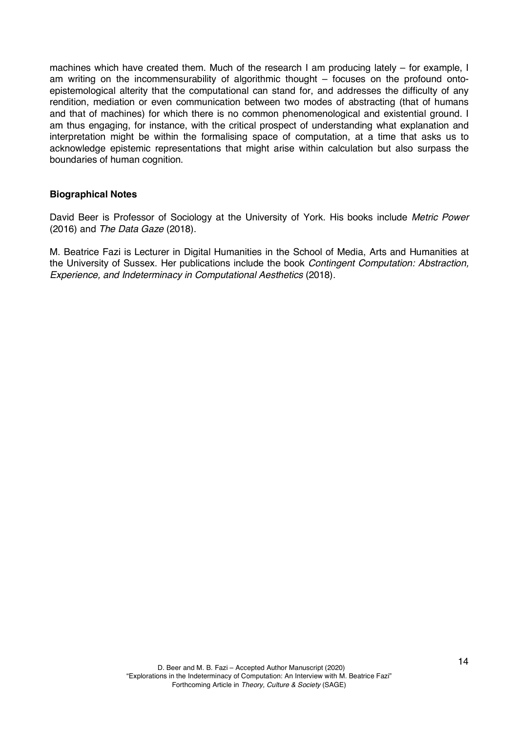machines which have created them. Much of the research I am producing lately – for example, I am writing on the incommensurability of algorithmic thought – focuses on the profound onto-epistemological alterity that the computational can stand for, and addresses the difficulty of any rendition, mediation or even communication between two modes of abstracting (that of humans and that of machines) for which there is no common phenomenological and existential ground. I am thus engaging, for instance, with the critical prospect of understanding what explanation and interpretation might be within the formalising space of computation, at a time that asks us to acknowledge epistemic representations that might arise within calculation but also surpass the boundaries of human cognition.

**Biographical Notes**

David Beer is Professor of Sociology at the University of York. His books include *Metric Power* (2016) and *The Data Gaze* (2018).

M. Beatrice Fazi is Lecturer in Digital Humanities in the School of Media, Arts and Humanities at the University of Sussex. Her publications include the book *Contingent Computation: Abstraction, Experience, and Indeterminacy in Computational Aesthetics* (2018).